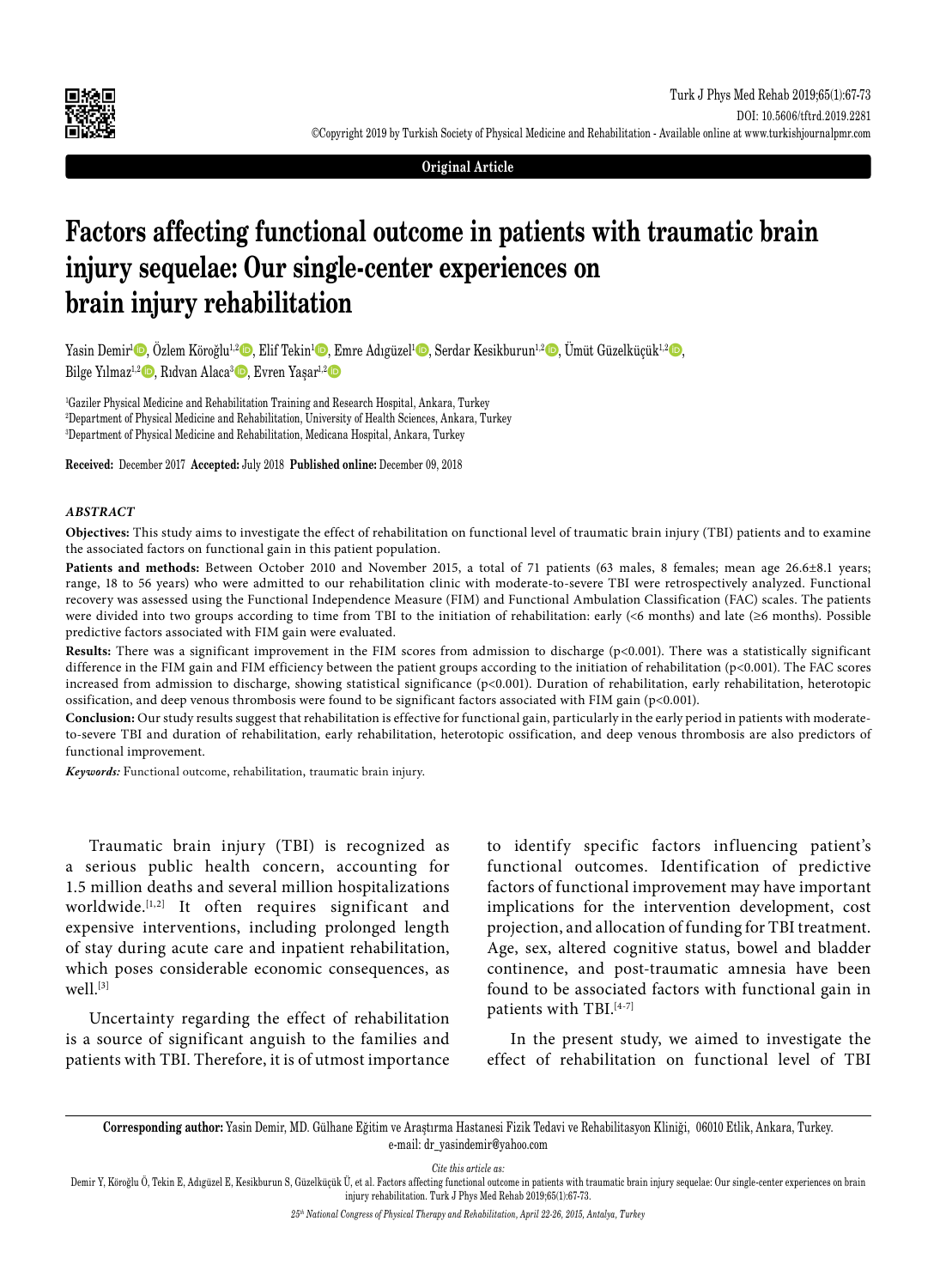Original Article

# Factors affecting functional outcome in patients with traumatic brain injury sequelae: Our single-center experiences on brain injury rehabilitation

Yasin Demir[1], Özlem Köroğlu[1,2], Elif Tekin[1], Emre Adıgüzel[1], Serdar Kesikburun[1,2], Ümüt Güzelküçük[1,2], Bilge Yılmaz[1,2], Rıdvan Alaca[3], Evren Yaşar[1,2]

[1]Gaziler Physical Medicine and Rehabilitation Training and Research Hospital, Ankara, Turkey
[2]Department of Physical Medicine and Rehabilitation, University of Health Sciences, Ankara, Turkey
[3]Department of Physical Medicine and Rehabilitation, Medicana Hospital, Ankara, Turkey

**Received:** December 2017 **Accepted:** July 2018 **Published online:** December 09, 2018

### *ABSTRACT*

**Objectives:** This study aims to investigate the effect of rehabilitation on functional level of traumatic brain injury (TBI) patients and to examine the associated factors on functional gain in this patient population.

**Patients and methods:** Between October 2010 and November 2015, a total of 71 patients (63 males, 8 females; mean age 26.6±8.1 years; range, 18 to 56 years) who were admitted to our rehabilitation clinic with moderate-to-severe TBI were retrospectively analyzed. Functional recovery was assessed using the Functional Independence Measure (FIM) and Functional Ambulation Classification (FAC) scales. The patients were divided into two groups according to time from TBI to the initiation of rehabilitation: early (<6 months) and late (≥6 months). Possible predictive factors associated with FIM gain were evaluated.

**Results:** There was a significant improvement in the FIM scores from admission to discharge ($p<0.001$). There was a statistically significant difference in the FIM gain and FIM efficiency between the patient groups according to the initiation of rehabilitation ($p<0.001$). The FAC scores increased from admission to discharge, showing statistical significance ($p<0.001$). Duration of rehabilitation, early rehabilitation, heterotopic ossification, and deep venous thrombosis were found to be significant factors associated with FIM gain ($p<0.001$).

**Conclusion:** Our study results suggest that rehabilitation is effective for functional gain, particularly in the early period in patients with moderate-to-severe TBI and duration of rehabilitation, early rehabilitation, heterotopic ossification, and deep venous thrombosis are also predictors of functional improvement.

***Keywords:*** Functional outcome, rehabilitation, traumatic brain injury.

Traumatic brain injury (TBI) is recognized as a serious public health concern, accounting for 1.5 million deaths and several million hospitalizations worldwide.[1,2] It often requires significant and expensive interventions, including prolonged length of stay during acute care and inpatient rehabilitation, which poses considerable economic consequences, as well.[3]

Uncertainty regarding the effect of rehabilitation is a source of significant anguish to the families and patients with TBI. Therefore, it is of utmost importance to identify specific factors influencing patient's functional outcomes. Identification of predictive factors of functional improvement may have important implications for the intervention development, cost projection, and allocation of funding for TBI treatment. Age, sex, altered cognitive status, bowel and bladder continence, and post-traumatic amnesia have been found to be associated factors with functional gain in patients with TBI.[4-7]

In the present study, we aimed to investigate the effect of rehabilitation on functional level of TBI

**Corresponding author:** Yasin Demir, MD. Gülhane Eğitim ve Araştırma Hastanesi Fizik Tedavi ve Rehabilitasyon Kliniği, 06010 Etlik, Ankara, Turkey.
e-mail: dr_yasindemir@yahoo.com

*Cite this article as:*
Demir Y, Köroğlu Ö, Tekin E, Adıgüzel E, Kesikburun S, Güzelküçük Ü, et al. Factors affecting functional outcome in patients with traumatic brain injury sequelae: Our single-center experiences on brain injury rehabilitation. Turk J Phys Med Rehab 2019;65(1):67-73.

*25th National Congress of Physical Therapy and Rehabilitation, April 22-26, 2015, Antalya, Turkey*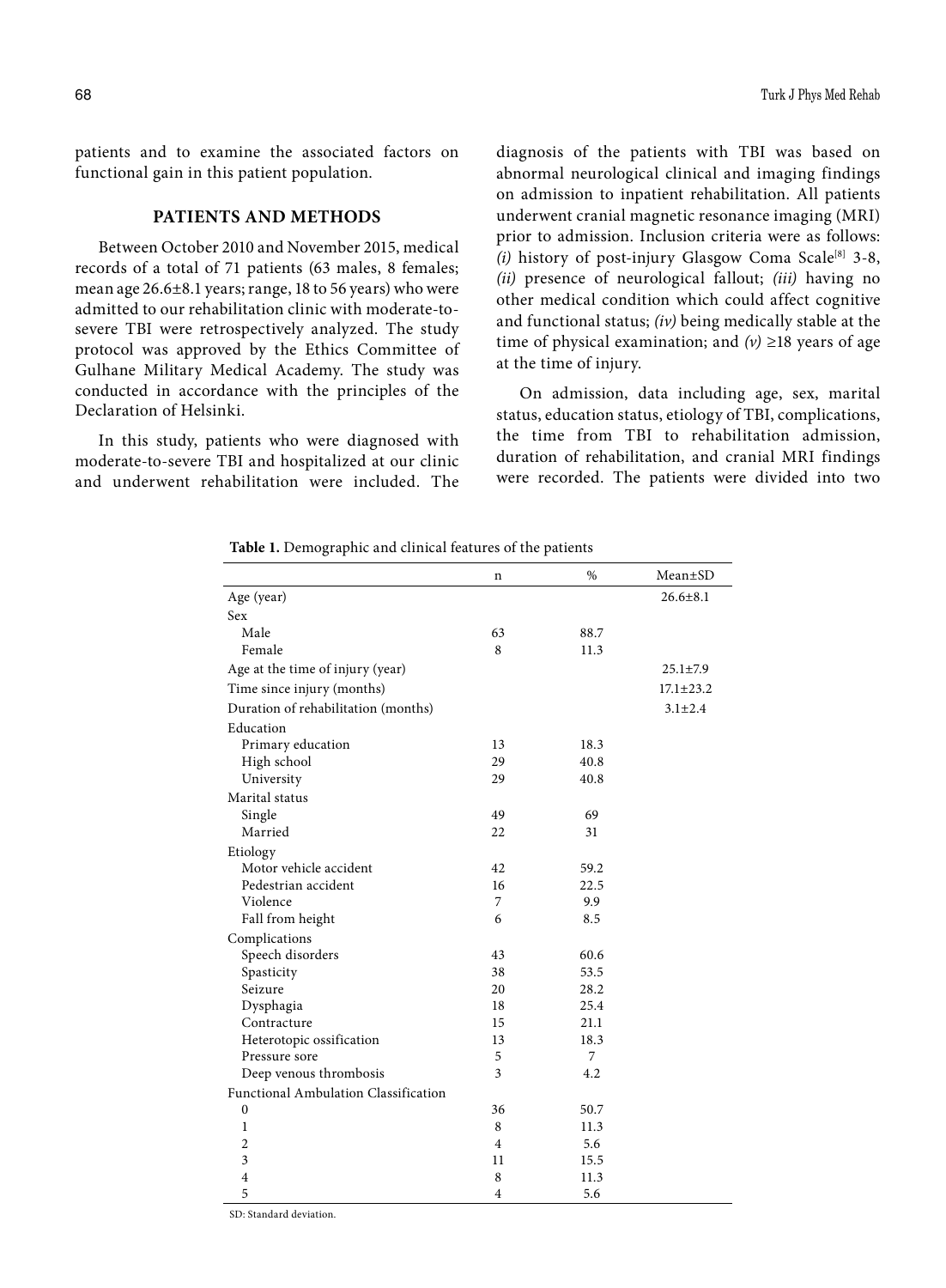patients and to examine the associated factors on functional gain in this patient population.

## PATIENTS AND METHODS

Between October 2010 and November 2015, medical records of a total of 71 patients (63 males, 8 females; mean age 26.6±8.1 years; range, 18 to 56 years) who were admitted to our rehabilitation clinic with moderate-to-severe TBI were retrospectively analyzed. The study protocol was approved by the Ethics Committee of Gulhane Military Medical Academy. The study was conducted in accordance with the principles of the Declaration of Helsinki.

In this study, patients who were diagnosed with moderate-to-severe TBI and hospitalized at our clinic and underwent rehabilitation were included. The diagnosis of the patients with TBI was based on abnormal neurological clinical and imaging findings on admission to inpatient rehabilitation. All patients underwent cranial magnetic resonance imaging (MRI) prior to admission. Inclusion criteria were as follows: *(i)* history of post-injury Glasgow Coma Scale[8] 3-8, *(ii)* presence of neurological fallout; *(iii)* having no other medical condition which could affect cognitive and functional status; *(iv)* being medically stable at the time of physical examination; and *(v)* ≥18 years of age at the time of injury.

On admission, data including age, sex, marital status, education status, etiology of TBI, complications, the time from TBI to rehabilitation admission, duration of rehabilitation, and cranial MRI findings were recorded. The patients were divided into two

**Table 1.** Demographic and clinical features of the patients

| | n | % | Mean±SD |
|---|---|---|---|
| Age (year) | | | 26.6±8.1 |
| Sex | | | |
| Male | 63 | 88.7 | |
| Female | 8 | 11.3 | |
| Age at the time of injury (year) | | | 25.1±7.9 |
| Time since injury (months) | | | 17.1±23.2 |
| Duration of rehabilitation (months) | | | 3.1±2.4 |
| Education | | | |
| Primary education | 13 | 18.3 | |
| High school | 29 | 40.8 | |
| University | 29 | 40.8 | |
| Marital status | | | |
| Single | 49 | 69 | |
| Married | 22 | 31 | |
| Etiology | | | |
| Motor vehicle accident | 42 | 59.2 | |
| Pedestrian accident | 16 | 22.5 | |
| Violence | 7 | 9.9 | |
| Fall from height | 6 | 8.5 | |
| Complications | | | |
| Speech disorders | 43 | 60.6 | |
| Spasticity | 38 | 53.5 | |
| Seizure | 20 | 28.2 | |
| Dysphagia | 18 | 25.4 | |
| Contracture | 15 | 21.1 | |
| Heterotopic ossification | 13 | 18.3 | |
| Pressure sore | 5 | 7 | |
| Deep venous thrombosis | 3 | 4.2 | |
| Functional Ambulation Classification | | | |
| 0 | 36 | 50.7 | |
| 1 | 8 | 11.3 | |
| 2 | 4 | 5.6 | |
| 3 | 11 | 15.5 | |
| 4 | 8 | 11.3 | |
| 5 | 4 | 5.6 | |

SD: Standard deviation.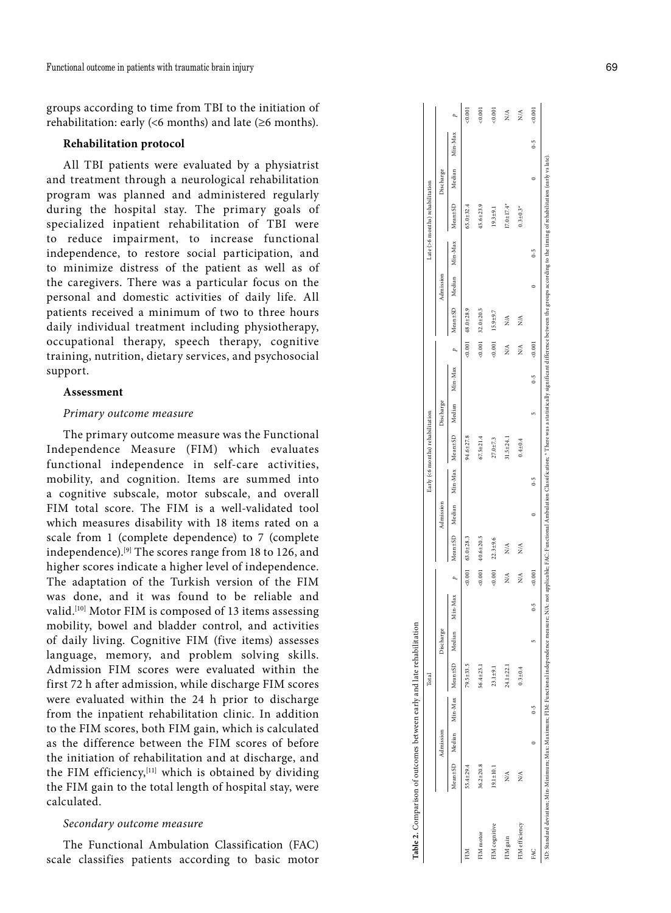groups according to time from TBI to the initiation of rehabilitation: early (<6 months) and late (≥6 months).

**Rehabilitation protocol**

All TBI patients were evaluated by a physiatrist and treatment through a neurological rehabilitation program was planned and administered regularly during the hospital stay. The primary goals of specialized inpatient rehabilitation of TBI were to reduce impairment, to increase functional independence, to restore social participation, and to minimize distress of the patient as well as of the caregivers. There was a particular focus on the personal and domestic activities of daily life. All patients received a minimum of two to three hours daily individual treatment including physiotherapy, occupational therapy, speech therapy, cognitive training, nutrition, dietary services, and psychosocial support.

**Assessment**

*Primary outcome measure*

The primary outcome measure was the Functional Independence Measure (FIM) which evaluates functional independence in self-care activities, mobility, and cognition. Items are summed into a cognitive subscale, motor subscale, and overall FIM total score. The FIM is a well-validated tool which measures disability with 18 items rated on a scale from 1 (complete dependence) to 7 (complete independence).[9] The scores range from 18 to 126, and higher scores indicate a higher level of independence. The adaptation of the Turkish version of the FIM was done, and it was found to be reliable and valid.[10] Motor FIM is composed of 13 items assessing mobility, bowel and bladder control, and activities of daily living. Cognitive FIM (five items) assesses language, memory, and problem solving skills. Admission FIM scores were evaluated within the first 72 h after admission, while discharge FIM scores were evaluated within the 24 h prior to discharge from the inpatient rehabilitation clinic. In addition to the FIM scores, both FIM gain, which is calculated as the difference between the FIM scores of before the initiation of rehabilitation and at discharge, and the FIM efficiency,[11] which is obtained by dividing the FIM gain to the total length of hospital stay, were calculated.

*Secondary outcome measure*

The Functional Ambulation Classification (FAC) scale classifies patients according to basic motor

**Table 2.** Comparison of outcomes between early and late rehabilitation

| | Total | | | | | | | Early (<6 months) rehabilitation | | | | | | | Late (≥6 months) rehabilitation | | | | | | |
|---|---|---|---|---|---|---|---|---|---|---|---|---|---|---|---|---|---|---|---|---|---|
| | Admission | | | Discharge | | | | Admission | | | Discharge | | | | Admission | | | Discharge | | | |
| | Mean±SD | Median | Min-Max | Mean±SD | Median | Min-Max | *p* | Mean±SD | Median | Min-Max | Mean±SD | Median | Min-Max | *p* | Mean±SD | Median | Min-Max | Mean±SD | Median | Min-Max | *p* |
| FIM | 55.4±29.4 | | | 79.5±33.5 | | | <0.001 | 63.0±28.3 | | | 94.6±27.8 | | | <0.001 | 48.0±28.9 | | | 65.0±32.4 | | | <0.001 |
| FIM motor | 36.2±20.8 | | | 56.4±25.1 | | | <0.001 | 40.6±20.5 | | | 67.5±21.4 | | | <0.001 | 32.0±20.5 | | | 45.6±23.9 | | | <0.001 |
| FIM cognitive | 19.1±10.1 | | | 23.1±9.1 | | | <0.001 | 22.3±9.6 | | | 27.0±7.3 | | | <0.001 | 15.9±9.7 | | | 19.3±9.1 | | | <0.001 |
| FIM gain | N/A | | | 24.1±22.1 | | | N/A | N/A | | | 31.5±24.1 | | | N/A | N/A | | | 17.0±17.4* | | | N/A |
| FIM efficiency | N/A | | | 0.3±0.4 | | | N/A | N/A | | | 0.4±0.4 | | | N/A | N/A | | | 0.3±0.3* | | | N/A |
| FAC | | 0 | 0-5 | | 5 | 0-5 | <0.001 | | 0 | 0-5 | | 5 | 0-5 | <0.001 | | 0 | 0-5 | | 0 | 0-5 | <0.001 |

SD: Standard deviation; Min-Minimum; Max: Maximum; FIM: Functional independence measure; N/A: not applicable; FAC: Functional Ambulation Classification; * There was a statistically significant difference between the groups according to the timing of rehabilitation (early vs late).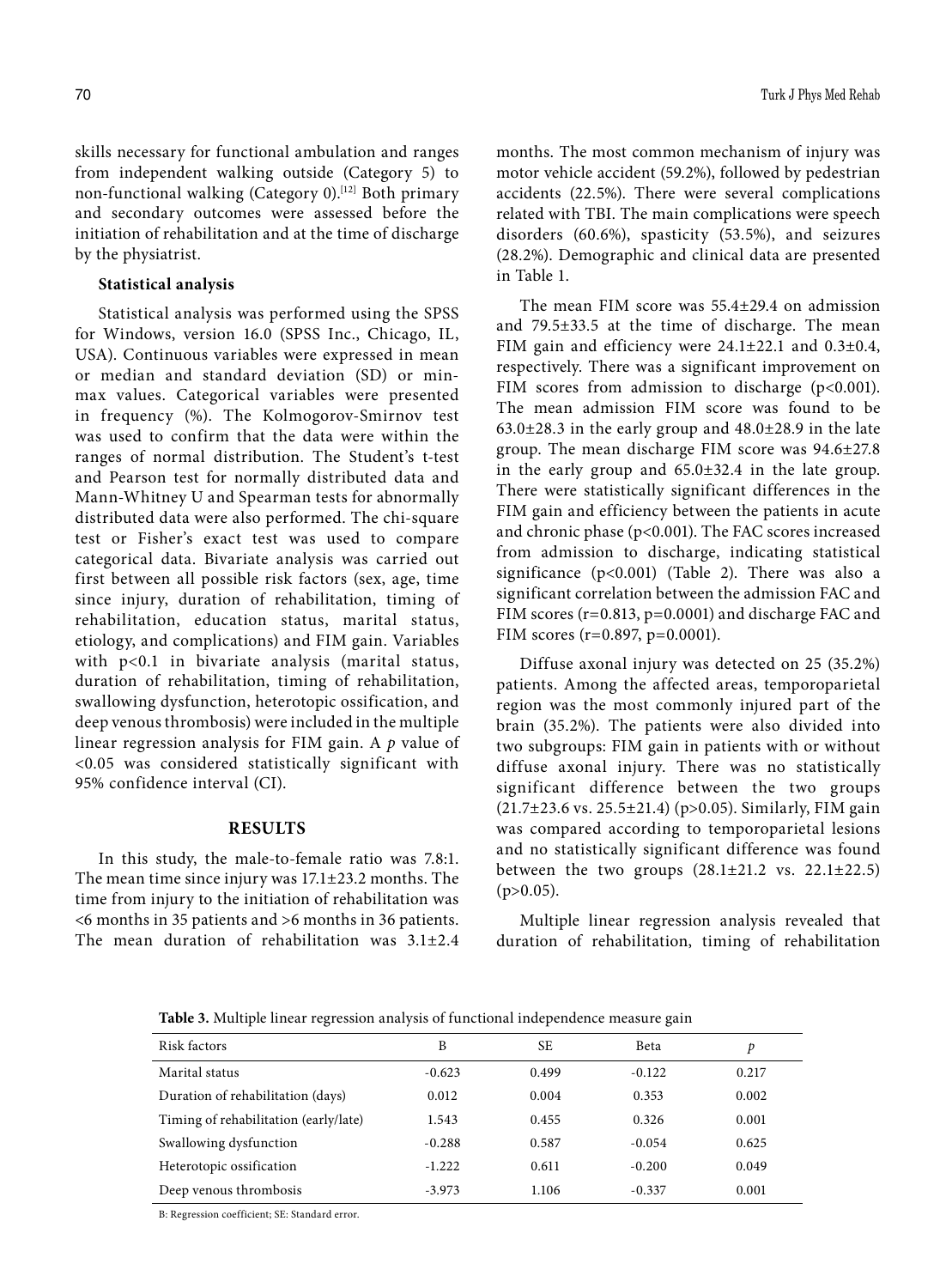skills necessary for functional ambulation and ranges from independent walking outside (Category 5) to non-functional walking (Category 0).[12] Both primary and secondary outcomes were assessed before the initiation of rehabilitation and at the time of discharge by the physiatrist.

### Statistical analysis

Statistical analysis was performed using the SPSS for Windows, version 16.0 (SPSS Inc., Chicago, IL, USA). Continuous variables were expressed in mean or median and standard deviation (SD) or min-max values. Categorical variables were presented in frequency (%). The Kolmogorov-Smirnov test was used to confirm that the data were within the ranges of normal distribution. The Student's t-test and Pearson test for normally distributed data and Mann-Whitney U and Spearman tests for abnormally distributed data were also performed. The chi-square test or Fisher's exact test was used to compare categorical data. Bivariate analysis was carried out first between all possible risk factors (sex, age, time since injury, duration of rehabilitation, timing of rehabilitation, education status, marital status, etiology, and complications) and FIM gain. Variables with $p<0.1$ in bivariate analysis (marital status, duration of rehabilitation, timing of rehabilitation, swallowing dysfunction, heterotopic ossification, and deep venous thrombosis) were included in the multiple linear regression analysis for FIM gain. A $p$ value of $<0.05$ was considered statistically significant with 95% confidence interval (CI).

## RESULTS

In this study, the male-to-female ratio was 7.8:1. The mean time since injury was 17.1±23.2 months. The time from injury to the initiation of rehabilitation was <6 months in 35 patients and >6 months in 36 patients. The mean duration of rehabilitation was 3.1±2.4 months. The most common mechanism of injury was motor vehicle accident (59.2%), followed by pedestrian accidents (22.5%). There were several complications related with TBI. The main complications were speech disorders (60.6%), spasticity (53.5%), and seizures (28.2%). Demographic and clinical data are presented in Table 1.

The mean FIM score was 55.4±29.4 on admission and 79.5±33.5 at the time of discharge. The mean FIM gain and efficiency were 24.1±22.1 and 0.3±0.4, respectively. There was a significant improvement on FIM scores from admission to discharge ($p<0.001$). The mean admission FIM score was found to be 63.0±28.3 in the early group and 48.0±28.9 in the late group. The mean discharge FIM score was 94.6±27.8 in the early group and 65.0±32.4 in the late group. There were statistically significant differences in the FIM gain and efficiency between the patients in acute and chronic phase ($p<0.001$). The FAC scores increased from admission to discharge, indicating statistical significance ($p<0.001$) (Table 2). There was also a significant correlation between the admission FAC and FIM scores ($r=0.813$, $p=0.0001$) and discharge FAC and FIM scores ($r=0.897$, $p=0.0001$).

Diffuse axonal injury was detected on 25 (35.2%) patients. Among the affected areas, temporoparietal region was the most commonly injured part of the brain (35.2%). The patients were also divided into two subgroups: FIM gain in patients with or without diffuse axonal injury. There was no statistically significant difference between the two groups (21.7±23.6 vs. 25.5±21.4) ($p>0.05$). Similarly, FIM gain was compared according to temporoparietal lesions and no statistically significant difference was found between the two groups (28.1±21.2 vs. 22.1±22.5) ($p>0.05$).

Multiple linear regression analysis revealed that duration of rehabilitation, timing of rehabilitation

**Table 3.** Multiple linear regression analysis of functional independence measure gain

| Risk factors | B | SE | Beta | *p* |
|---|---|---|---|---|
| Marital status | -0.623 | 0.499 | -0.122 | 0.217 |
| Duration of rehabilitation (days) | 0.012 | 0.004 | 0.353 | 0.002 |
| Timing of rehabilitation (early/late) | 1.543 | 0.455 | 0.326 | 0.001 |
| Swallowing dysfunction | -0.288 | 0.587 | -0.054 | 0.625 |
| Heterotopic ossification | -1.222 | 0.611 | -0.200 | 0.049 |
| Deep venous thrombosis | -3.973 | 1.106 | -0.337 | 0.001 |

B: Regression coefficient; SE: Standard error.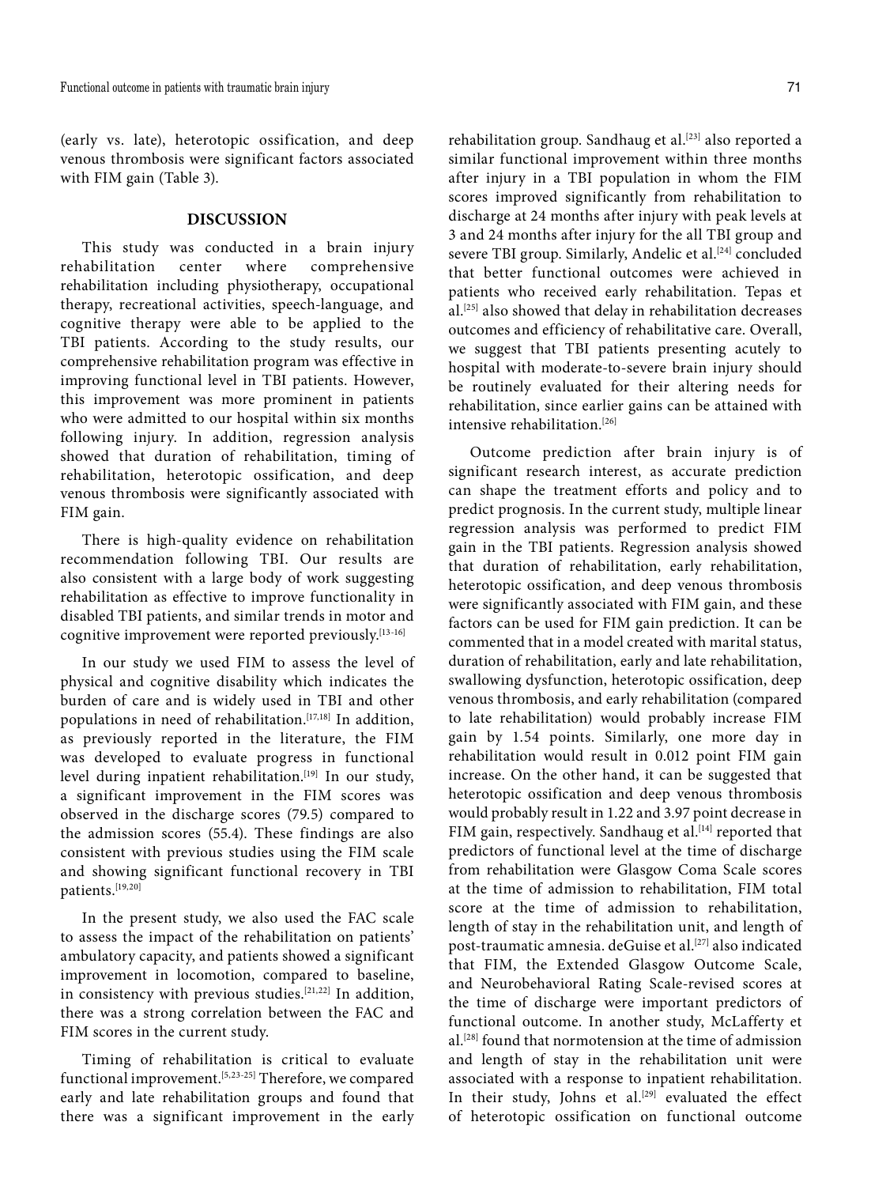(early vs. late), heterotopic ossification, and deep venous thrombosis were significant factors associated with FIM gain (Table 3).

## DISCUSSION

This study was conducted in a brain injury rehabilitation center where comprehensive rehabilitation including physiotherapy, occupational therapy, recreational activities, speech-language, and cognitive therapy were able to be applied to the TBI patients. According to the study results, our comprehensive rehabilitation program was effective in improving functional level in TBI patients. However, this improvement was more prominent in patients who were admitted to our hospital within six months following injury. In addition, regression analysis showed that duration of rehabilitation, timing of rehabilitation, heterotopic ossification, and deep venous thrombosis were significantly associated with FIM gain.

There is high-quality evidence on rehabilitation recommendation following TBI. Our results are also consistent with a large body of work suggesting rehabilitation as effective to improve functionality in disabled TBI patients, and similar trends in motor and cognitive improvement were reported previously.[13-16]

In our study we used FIM to assess the level of physical and cognitive disability which indicates the burden of care and is widely used in TBI and other populations in need of rehabilitation.[17,18] In addition, as previously reported in the literature, the FIM was developed to evaluate progress in functional level during inpatient rehabilitation.[19] In our study, a significant improvement in the FIM scores was observed in the discharge scores (79.5) compared to the admission scores (55.4). These findings are also consistent with previous studies using the FIM scale and showing significant functional recovery in TBI patients.[19,20]

In the present study, we also used the FAC scale to assess the impact of the rehabilitation on patients' ambulatory capacity, and patients showed a significant improvement in locomotion, compared to baseline, in consistency with previous studies.[21,22] In addition, there was a strong correlation between the FAC and FIM scores in the current study.

Timing of rehabilitation is critical to evaluate functional improvement.[5,23-25] Therefore, we compared early and late rehabilitation groups and found that there was a significant improvement in the early rehabilitation group. Sandhaug et al.[23] also reported a similar functional improvement within three months after injury in a TBI population in whom the FIM scores improved significantly from rehabilitation to discharge at 24 months after injury with peak levels at 3 and 24 months after injury for the all TBI group and severe TBI group. Similarly, Andelic et al.[24] concluded that better functional outcomes were achieved in patients who received early rehabilitation. Tepas et al.[25] also showed that delay in rehabilitation decreases outcomes and efficiency of rehabilitative care. Overall, we suggest that TBI patients presenting acutely to hospital with moderate-to-severe brain injury should be routinely evaluated for their altering needs for rehabilitation, since earlier gains can be attained with intensive rehabilitation.[26]

Outcome prediction after brain injury is of significant research interest, as accurate prediction can shape the treatment efforts and policy and to predict prognosis. In the current study, multiple linear regression analysis was performed to predict FIM gain in the TBI patients. Regression analysis showed that duration of rehabilitation, early rehabilitation, heterotopic ossification, and deep venous thrombosis were significantly associated with FIM gain, and these factors can be used for FIM gain prediction. It can be commented that in a model created with marital status, duration of rehabilitation, early and late rehabilitation, swallowing dysfunction, heterotopic ossification, deep venous thrombosis, and early rehabilitation (compared to late rehabilitation) would probably increase FIM gain by 1.54 points. Similarly, one more day in rehabilitation would result in 0.012 point FIM gain increase. On the other hand, it can be suggested that heterotopic ossification and deep venous thrombosis would probably result in 1.22 and 3.97 point decrease in FIM gain, respectively. Sandhaug et al.[14] reported that predictors of functional level at the time of discharge from rehabilitation were Glasgow Coma Scale scores at the time of admission to rehabilitation, FIM total score at the time of admission to rehabilitation, length of stay in the rehabilitation unit, and length of post-traumatic amnesia. deGuise et al.[27] also indicated that FIM, the Extended Glasgow Outcome Scale, and Neurobehavioral Rating Scale-revised scores at the time of discharge were important predictors of functional outcome. In another study, McLafferty et al.[28] found that normotension at the time of admission and length of stay in the rehabilitation unit were associated with a response to inpatient rehabilitation. In their study, Johns et al.[29] evaluated the effect of heterotopic ossification on functional outcome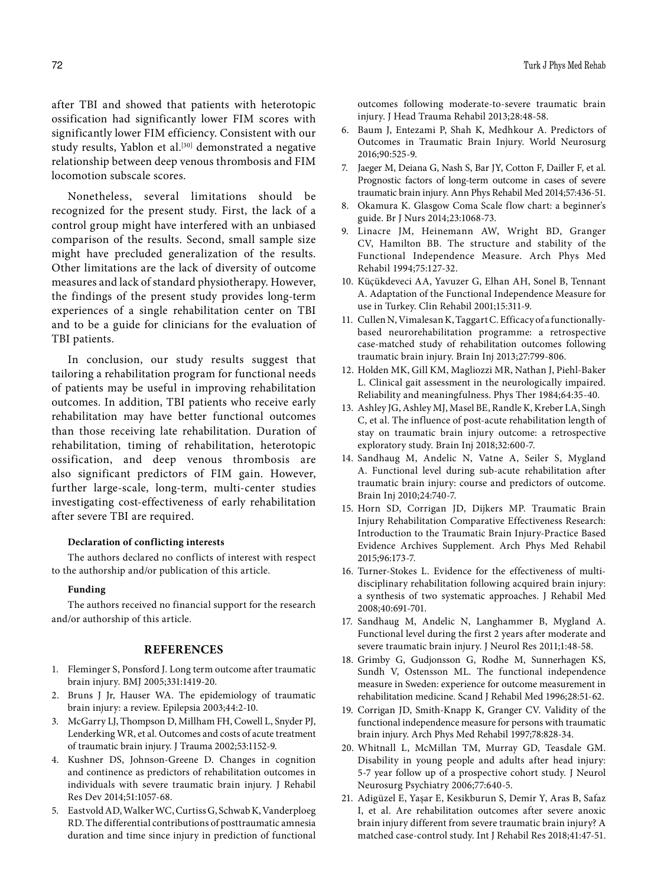after TBI and showed that patients with heterotopic ossification had significantly lower FIM scores with significantly lower FIM efficiency. Consistent with our study results, Yablon et al.[30] demonstrated a negative relationship between deep venous thrombosis and FIM locomotion subscale scores.

Nonetheless, several limitations should be recognized for the present study. First, the lack of a control group might have interfered with an unbiased comparison of the results. Second, small sample size might have precluded generalization of the results. Other limitations are the lack of diversity of outcome measures and lack of standard physiotherapy. However, the findings of the present study provides long-term experiences of a single rehabilitation center on TBI and to be a guide for clinicians for the evaluation of TBI patients.

In conclusion, our study results suggest that tailoring a rehabilitation program for functional needs of patients may be useful in improving rehabilitation outcomes. In addition, TBI patients who receive early rehabilitation may have better functional outcomes than those receiving late rehabilitation. Duration of rehabilitation, timing of rehabilitation, heterotopic ossification, and deep venous thrombosis are also significant predictors of FIM gain. However, further large-scale, long-term, multi-center studies investigating cost-effectiveness of early rehabilitation after severe TBI are required.

#### Declaration of conflicting interests

The authors declared no conflicts of interest with respect to the authorship and/or publication of this article.

#### Funding

The authors received no financial support for the research and/or authorship of this article.

## REFERENCES

1. Fleminger S, Ponsford J. Long term outcome after traumatic brain injury. BMJ 2005;331:1419-20.
2. Bruns J Jr, Hauser WA. The epidemiology of traumatic brain injury: a review. Epilepsia 2003;44:2-10.
3. McGarry LJ, Thompson D, Millham FH, Cowell L, Snyder PJ, Lenderking WR, et al. Outcomes and costs of acute treatment of traumatic brain injury. J Trauma 2002;53:1152-9.
4. Kushner DS, Johnson-Greene D. Changes in cognition and continence as predictors of rehabilitation outcomes in individuals with severe traumatic brain injury. J Rehabil Res Dev 2014;51:1057-68.
5. Eastvold AD, Walker WC, Curtiss G, Schwab K, Vanderploeg RD. The differential contributions of posttraumatic amnesia duration and time since injury in prediction of functional outcomes following moderate-to-severe traumatic brain injury. J Head Trauma Rehabil 2013;28:48-58.
6. Baum J, Entezami P, Shah K, Medhkour A. Predictors of Outcomes in Traumatic Brain Injury. World Neurosurg 2016;90:525-9.
7. Jaeger M, Deiana G, Nash S, Bar JY, Cotton F, Dailler F, et al. Prognostic factors of long-term outcome in cases of severe traumatic brain injury. Ann Phys Rehabil Med 2014;57:436-51.
8. Okamura K. Glasgow Coma Scale flow chart: a beginner's guide. Br J Nurs 2014;23:1068-73.
9. Linacre JM, Heinemann AW, Wright BD, Granger CV, Hamilton BB. The structure and stability of the Functional Independence Measure. Arch Phys Med Rehabil 1994;75:127-32.
10. Küçükdeveci AA, Yavuzer G, Elhan AH, Sonel B, Tennant A. Adaptation of the Functional Independence Measure for use in Turkey. Clin Rehabil 2001;15:311-9.
11. Cullen N, Vimalesan K, Taggart C. Efficacy of a functionally-based neurorehabilitation programme: a retrospective case-matched study of rehabilitation outcomes following traumatic brain injury. Brain Inj 2013;27:799-806.
12. Holden MK, Gill KM, Magliozzi MR, Nathan J, Piehl-Baker L. Clinical gait assessment in the neurologically impaired. Reliability and meaningfulness. Phys Ther 1984;64:35-40.
13. Ashley JG, Ashley MJ, Masel BE, Randle K, Kreber LA, Singh C, et al. The influence of post-acute rehabilitation length of stay on traumatic brain injury outcome: a retrospective exploratory study. Brain Inj 2018;32:600-7.
14. Sandhaug M, Andelic N, Vatne A, Seiler S, Mygland A. Functional level during sub-acute rehabilitation after traumatic brain injury: course and predictors of outcome. Brain Inj 2010;24:740-7.
15. Horn SD, Corrigan JD, Dijkers MP. Traumatic Brain Injury Rehabilitation Comparative Effectiveness Research: Introduction to the Traumatic Brain Injury-Practice Based Evidence Archives Supplement. Arch Phys Med Rehabil 2015;96:173-7.
16. Turner-Stokes L. Evidence for the effectiveness of multi-disciplinary rehabilitation following acquired brain injury: a synthesis of two systematic approaches. J Rehabil Med 2008;40:691-701.
17. Sandhaug M, Andelic N, Langhammer B, Mygland A. Functional level during the first 2 years after moderate and severe traumatic brain injury. J Neurol Res 2011;1:48-58.
18. Grimby G, Gudjonsson G, Rodhe M, Sunnerhagen KS, Sundh V, Ostensson ML. The functional independence measure in Sweden: experience for outcome measurement in rehabilitation medicine. Scand J Rehabil Med 1996;28:51-62.
19. Corrigan JD, Smith-Knapp K, Granger CV. Validity of the functional independence measure for persons with traumatic brain injury. Arch Phys Med Rehabil 1997;78:828-34.
20. Whitnall L, McMillan TM, Murray GD, Teasdale GM. Disability in young people and adults after head injury: 5-7 year follow up of a prospective cohort study. J Neurol Neurosurg Psychiatry 2006;77:640-5.
21. Adigüzel E, Yaşar E, Kesikburun S, Demir Y, Aras B, Safaz I, et al. Are rehabilitation outcomes after severe anoxic brain injury different from severe traumatic brain injury? A matched case-control study. Int J Rehabil Res 2018;41:47-51.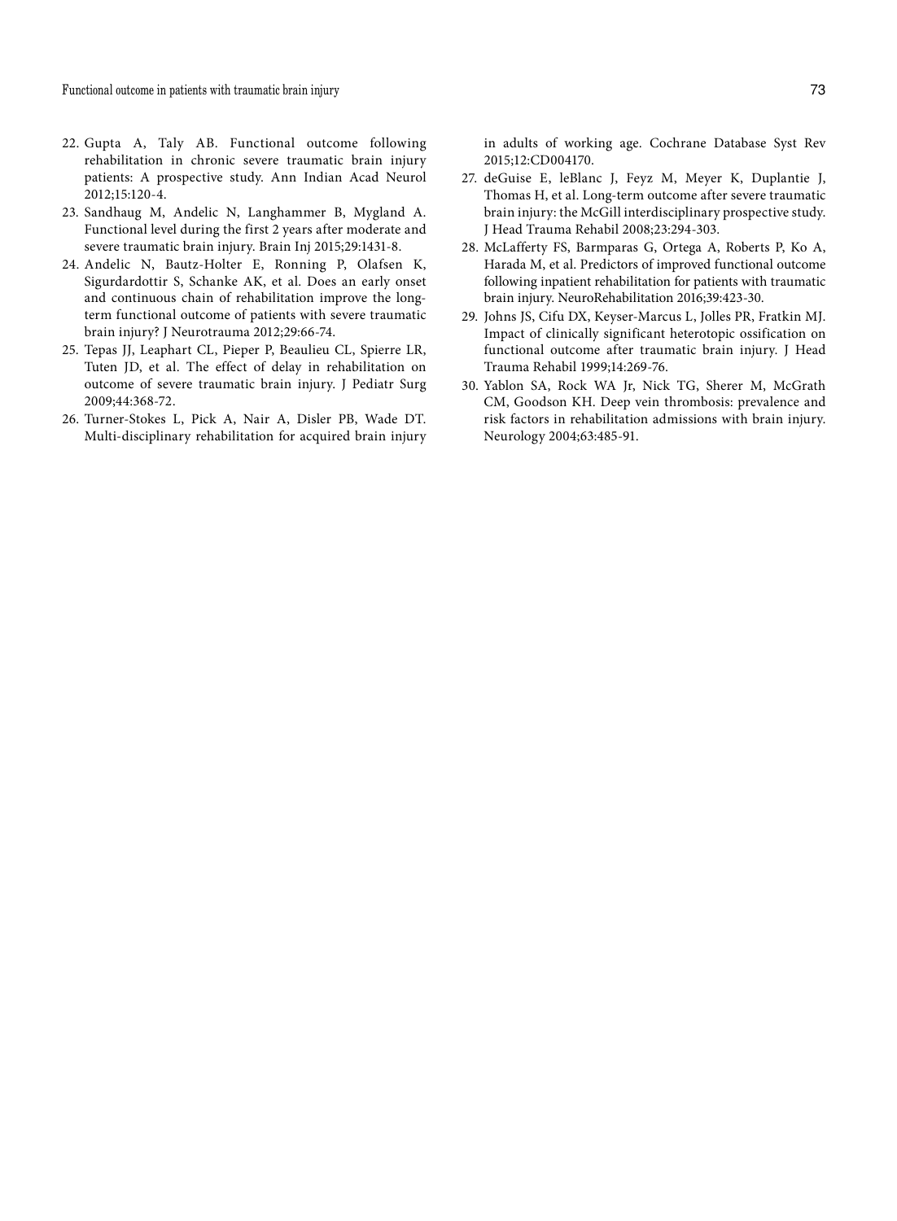22. Gupta A, Taly AB. Functional outcome following rehabilitation in chronic severe traumatic brain injury patients: A prospective study. Ann Indian Acad Neurol 2012;15:120-4.
23. Sandhaug M, Andelic N, Langhammer B, Mygland A. Functional level during the first 2 years after moderate and severe traumatic brain injury. Brain Inj 2015;29:1431-8.
24. Andelic N, Bautz-Holter E, Ronning P, Olafsen K, Sigurdardottir S, Schanke AK, et al. Does an early onset and continuous chain of rehabilitation improve the long-term functional outcome of patients with severe traumatic brain injury? J Neurotrauma 2012;29:66-74.
25. Tepas JJ, Leaphart CL, Pieper P, Beaulieu CL, Spierre LR, Tuten JD, et al. The effect of delay in rehabilitation on outcome of severe traumatic brain injury. J Pediatr Surg 2009;44:368-72.
26. Turner-Stokes L, Pick A, Nair A, Disler PB, Wade DT. Multi-disciplinary rehabilitation for acquired brain injury in adults of working age. Cochrane Database Syst Rev 2015;12:CD004170.
27. deGuise E, leBlanc J, Feyz M, Meyer K, Duplantie J, Thomas H, et al. Long-term outcome after severe traumatic brain injury: the McGill interdisciplinary prospective study. J Head Trauma Rehabil 2008;23:294-303.
28. McLafferty FS, Barmparas G, Ortega A, Roberts P, Ko A, Harada M, et al. Predictors of improved functional outcome following inpatient rehabilitation for patients with traumatic brain injury. NeuroRehabilitation 2016;39:423-30.
29. Johns JS, Cifu DX, Keyser-Marcus L, Jolles PR, Fratkin MJ. Impact of clinically significant heterotopic ossification on functional outcome after traumatic brain injury. J Head Trauma Rehabil 1999;14:269-76.
30. Yablon SA, Rock WA Jr, Nick TG, Sherer M, McGrath CM, Goodson KH. Deep vein thrombosis: prevalence and risk factors in rehabilitation admissions with brain injury. Neurology 2004;63:485-91.